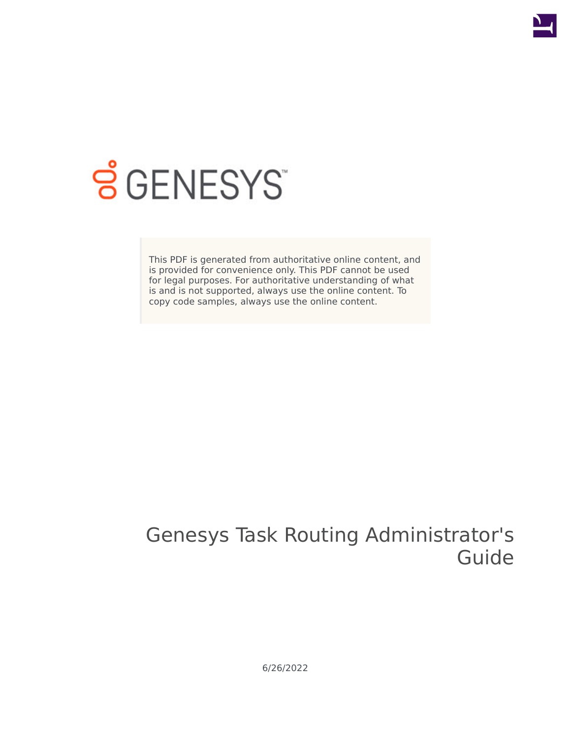GENESYS

This PDF is generated from authoritative online content, and is provided for convenience only. This PDF cannot be used for legal purposes. For authoritative understanding of what is and is not supported, always use the online content. To copy code samples, always use the online content.

# Genesys Task Routing Administrator's Guide

6/26/2022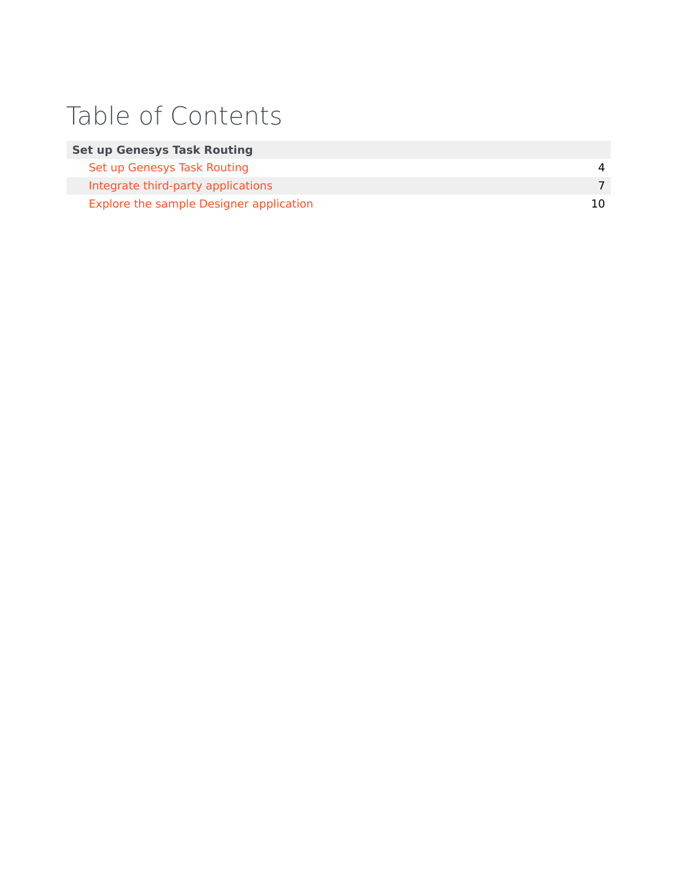# Table of Contents

| **Set up Genesys Task Routing** | |
|---|---|
| Set up Genesys Task Routing | 4 |
| Integrate third-party applications | 7 |
| Explore the sample Designer application | 10 |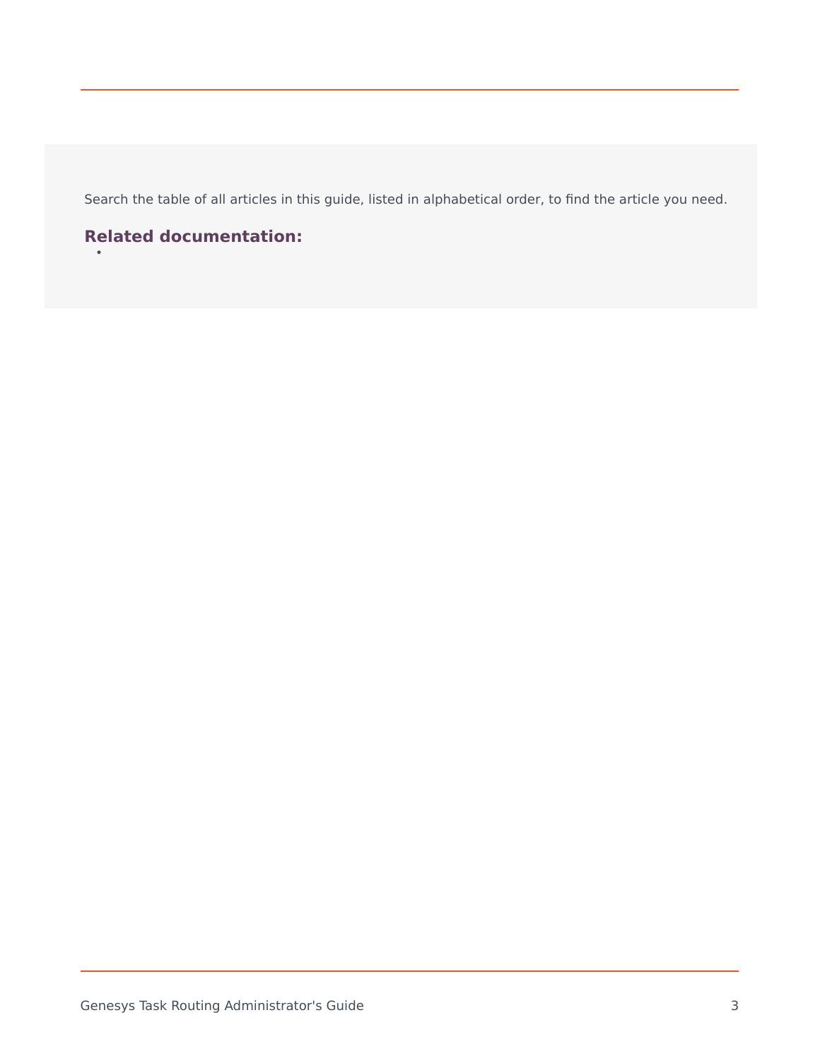Search the table of all articles in this guide, listed in alphabetical order, to find the article you need.

**Related documentation:**

-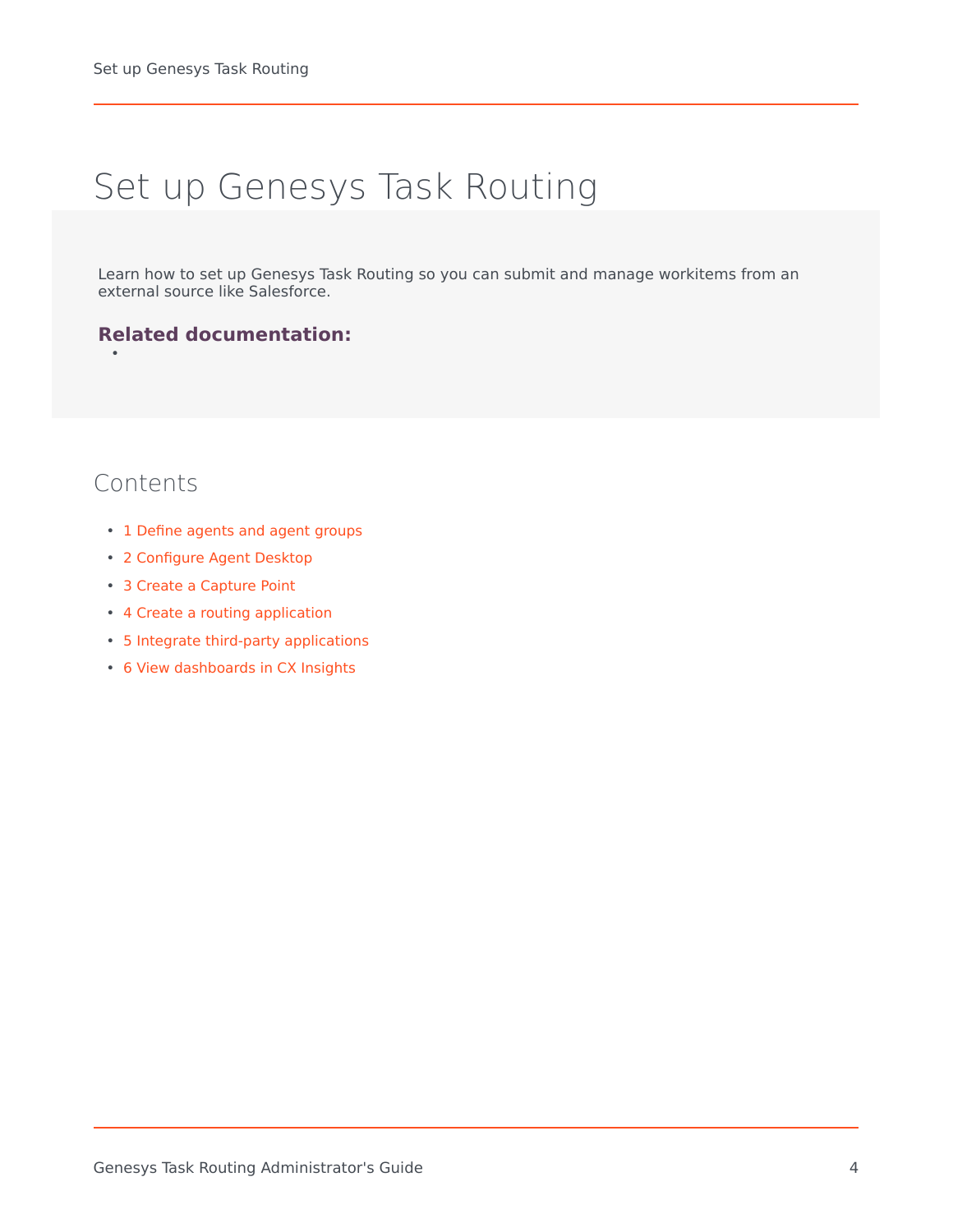# Set up Genesys Task Routing

Learn how to set up Genesys Task Routing so you can submit and manage workitems from an external source like Salesforce.

**Related documentation:**

-

## Contents

- 1 Define agents and agent groups
- 2 Configure Agent Desktop
- 3 Create a Capture Point
- 4 Create a routing application
- 5 Integrate third-party applications
- 6 View dashboards in CX Insights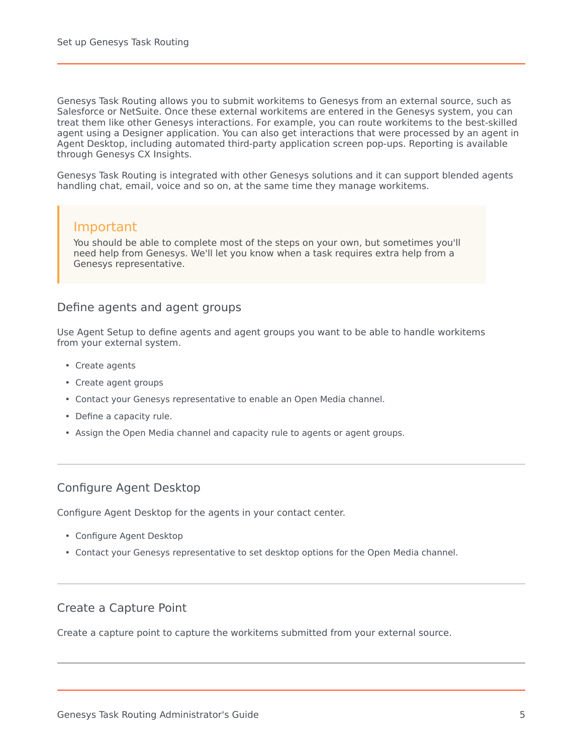Genesys Task Routing allows you to submit workitems to Genesys from an external source, such as Salesforce or NetSuite. Once these external workitems are entered in the Genesys system, you can treat them like other Genesys interactions. For example, you can route workitems to the best-skilled agent using a Designer application. You can also get interactions that were processed by an agent in Agent Desktop, including automated third-party application screen pop-ups. Reporting is available through Genesys CX Insights.

Genesys Task Routing is integrated with other Genesys solutions and it can support blended agents handling chat, email, voice and so on, at the same time they manage workitems.

> **Important**
> You should be able to complete most of the steps on your own, but sometimes you'll need help from Genesys. We'll let you know when a task requires extra help from a Genesys representative.

## Define agents and agent groups

Use Agent Setup to define agents and agent groups you want to be able to handle workitems from your external system.

- Create agents
- Create agent groups
- Contact your Genesys representative to enable an Open Media channel.
- Define a capacity rule.
- Assign the Open Media channel and capacity rule to agents or agent groups.

---

## Configure Agent Desktop

Configure Agent Desktop for the agents in your contact center.

- Configure Agent Desktop
- Contact your Genesys representative to set desktop options for the Open Media channel.

---

## Create a Capture Point

Create a capture point to capture the workitems submitted from your external source.

---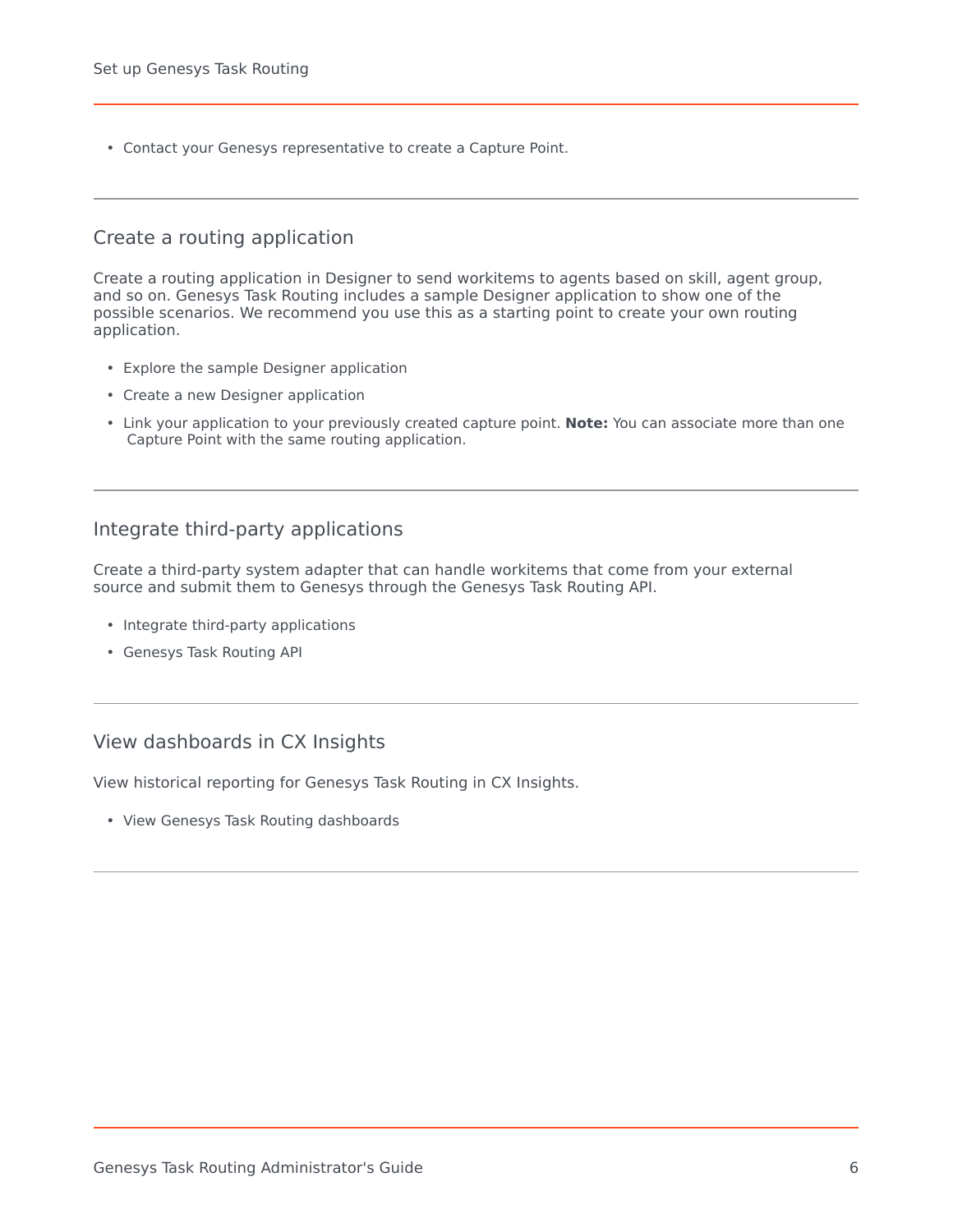- Contact your Genesys representative to create a Capture Point.

---

## Create a routing application

Create a routing application in Designer to send workitems to agents based on skill, agent group, and so on. Genesys Task Routing includes a sample Designer application to show one of the possible scenarios. We recommend you use this as a starting point to create your own routing application.

- Explore the sample Designer application
- Create a new Designer application
- Link your application to your previously created capture point. **Note:** You can associate more than one Capture Point with the same routing application.

---

## Integrate third-party applications

Create a third-party system adapter that can handle workitems that come from your external source and submit them to Genesys through the Genesys Task Routing API.

- Integrate third-party applications
- Genesys Task Routing API

---

## View dashboards in CX Insights

View historical reporting for Genesys Task Routing in CX Insights.

- View Genesys Task Routing dashboards

---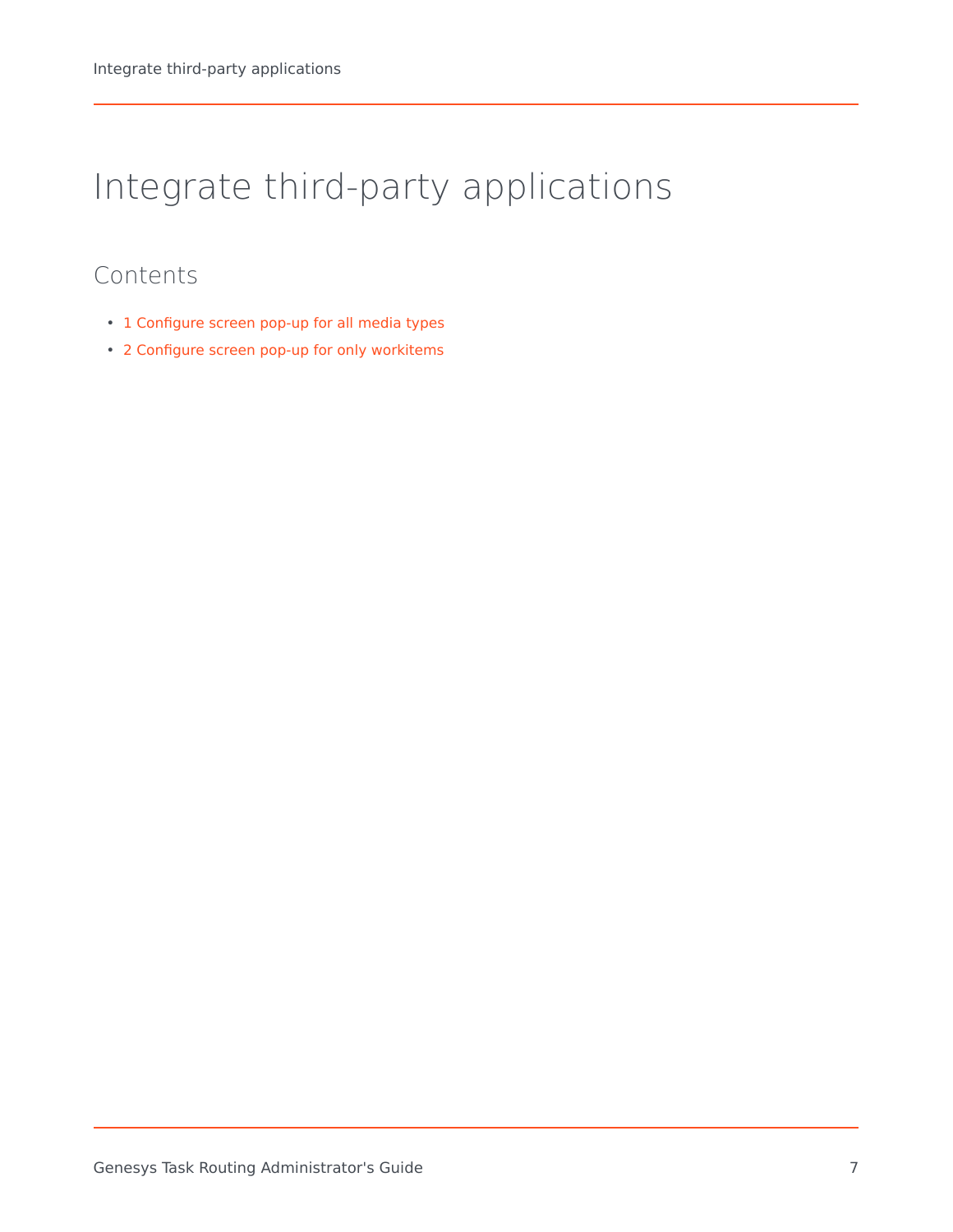# Integrate third-party applications

## Contents

- 1 Configure screen pop-up for all media types
- 2 Configure screen pop-up for only workitems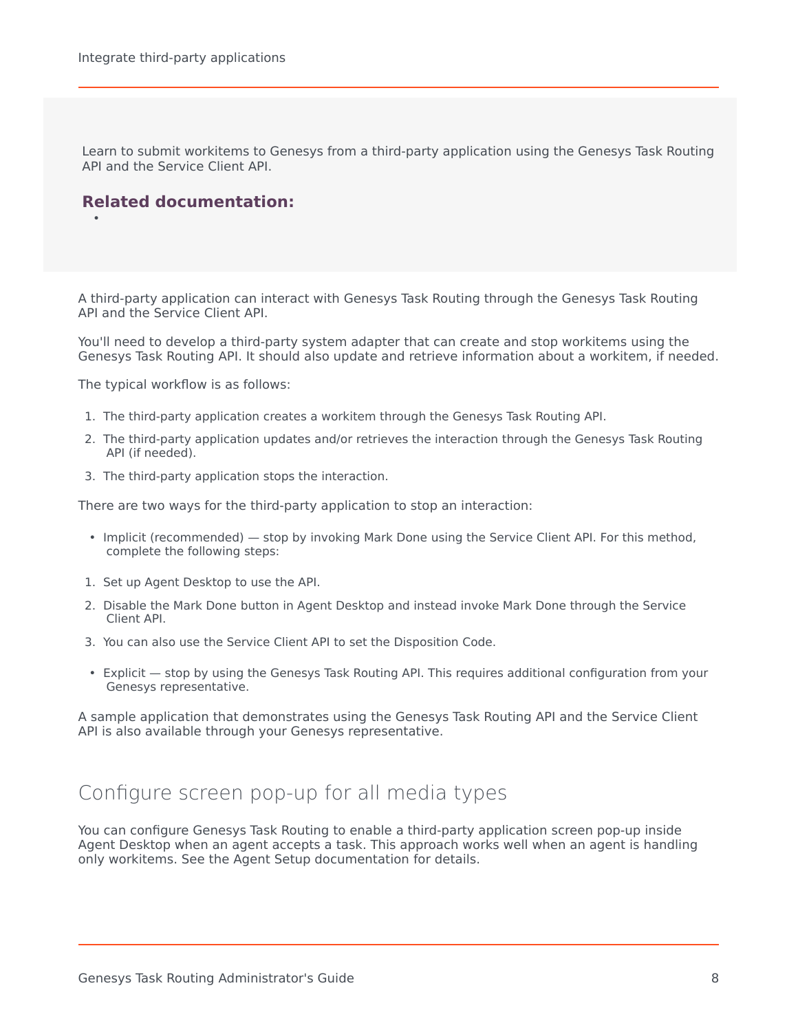Learn to submit workitems to Genesys from a third-party application using the Genesys Task Routing API and the Service Client API.

**Related documentation:**

- 

A third-party application can interact with Genesys Task Routing through the Genesys Task Routing API and the Service Client API.

You'll need to develop a third-party system adapter that can create and stop workitems using the Genesys Task Routing API. It should also update and retrieve information about a workitem, if needed.

The typical workflow is as follows:

1. The third-party application creates a workitem through the Genesys Task Routing API.
2. The third-party application updates and/or retrieves the interaction through the Genesys Task Routing API (if needed).
3. The third-party application stops the interaction.

There are two ways for the third-party application to stop an interaction:

- Implicit (recommended) — stop by invoking Mark Done using the Service Client API. For this method, complete the following steps:

1. Set up Agent Desktop to use the API.
2. Disable the Mark Done button in Agent Desktop and instead invoke Mark Done through the Service Client API.
3. You can also use the Service Client API to set the Disposition Code.

- Explicit — stop by using the Genesys Task Routing API. This requires additional configuration from your Genesys representative.

A sample application that demonstrates using the Genesys Task Routing API and the Service Client API is also available through your Genesys representative.

## Configure screen pop-up for all media types

You can configure Genesys Task Routing to enable a third-party application screen pop-up inside Agent Desktop when an agent accepts a task. This approach works well when an agent is handling only workitems. See the Agent Setup documentation for details.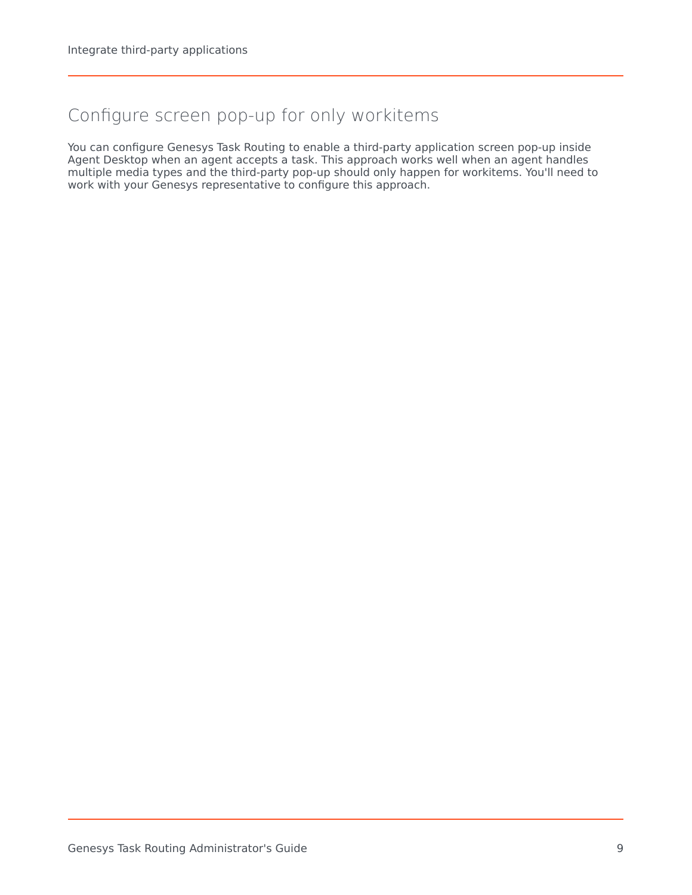## Configure screen pop-up for only workitems

You can configure Genesys Task Routing to enable a third-party application screen pop-up inside Agent Desktop when an agent accepts a task. This approach works well when an agent handles multiple media types and the third-party pop-up should only happen for workitems. You'll need to work with your Genesys representative to configure this approach.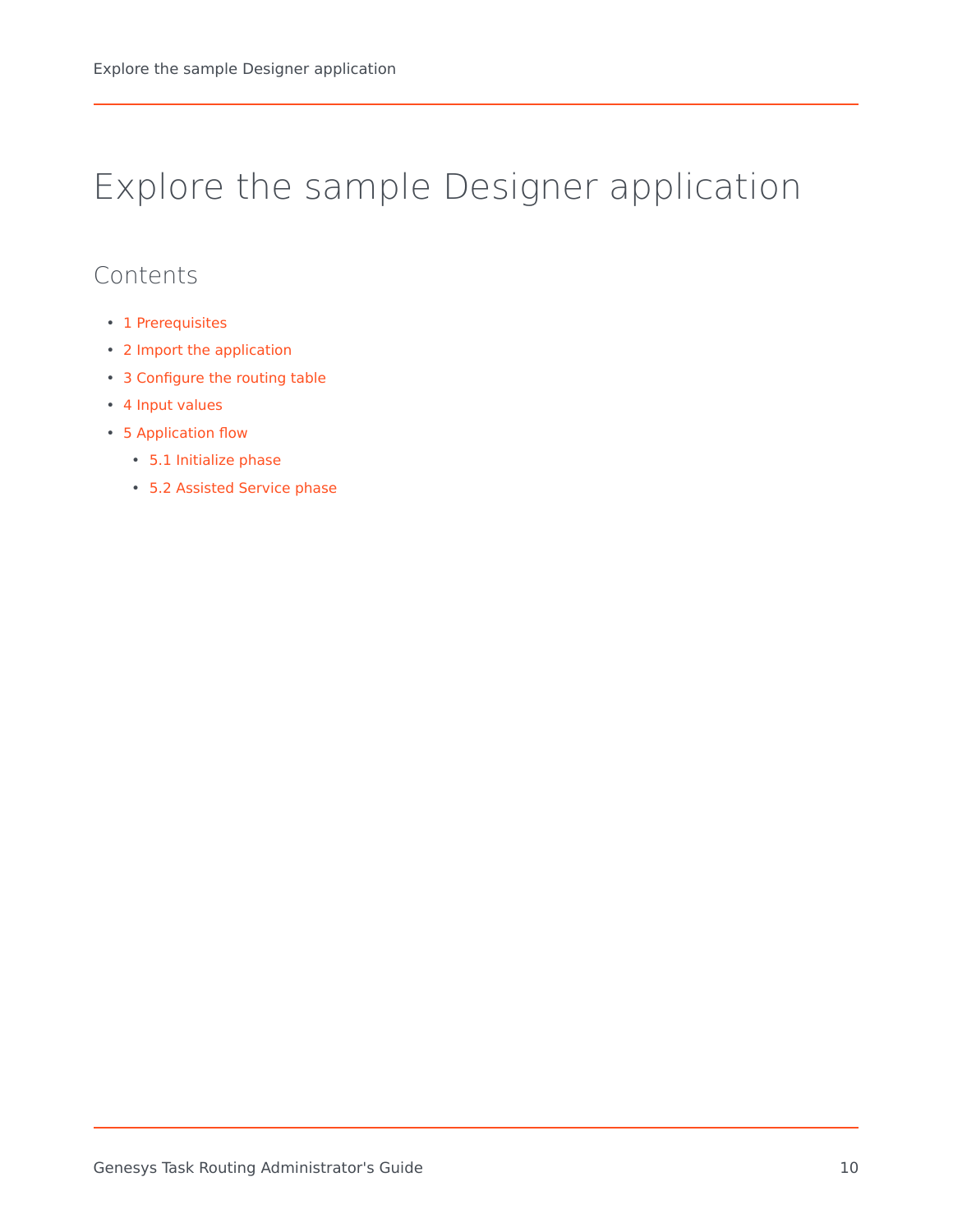# Explore the sample Designer application

## Contents

- 1 Prerequisites
- 2 Import the application
- 3 Configure the routing table
- 4 Input values
- 5 Application flow
  - 5.1 Initialize phase
  - 5.2 Assisted Service phase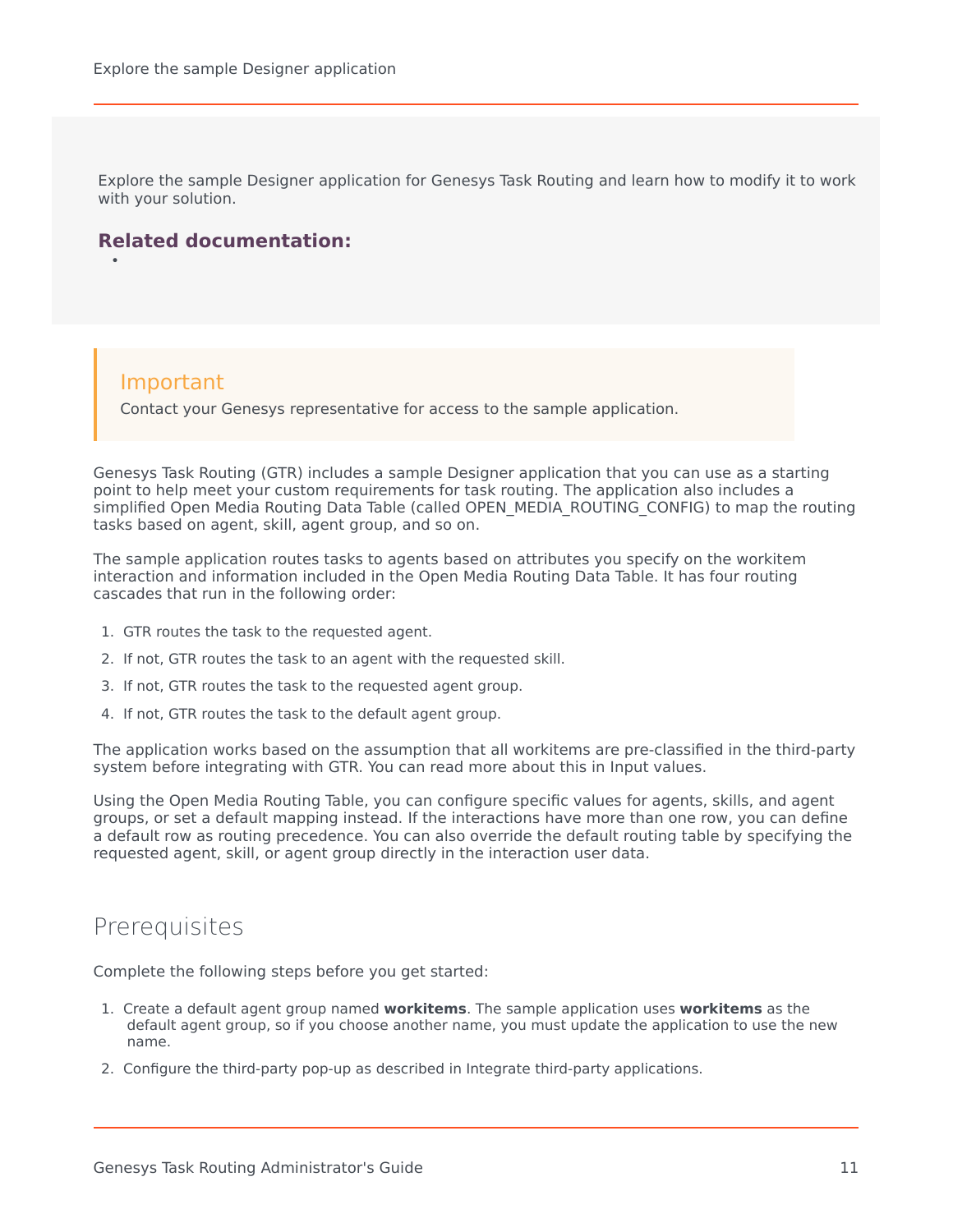Explore the sample Designer application for Genesys Task Routing and learn how to modify it to work with your solution.

**Related documentation:**

-

> **Important**
>
> Contact your Genesys representative for access to the sample application.

Genesys Task Routing (GTR) includes a sample Designer application that you can use as a starting point to help meet your custom requirements for task routing. The application also includes a simplified Open Media Routing Data Table (called OPEN_MEDIA_ROUTING_CONFIG) to map the routing tasks based on agent, skill, agent group, and so on.

The sample application routes tasks to agents based on attributes you specify on the workitem interaction and information included in the Open Media Routing Data Table. It has four routing cascades that run in the following order:

1. GTR routes the task to the requested agent.
2. If not, GTR routes the task to an agent with the requested skill.
3. If not, GTR routes the task to the requested agent group.
4. If not, GTR routes the task to the default agent group.

The application works based on the assumption that all workitems are pre-classified in the third-party system before integrating with GTR. You can read more about this in Input values.

Using the Open Media Routing Table, you can configure specific values for agents, skills, and agent groups, or set a default mapping instead. If the interactions have more than one row, you can define a default row as routing precedence. You can also override the default routing table by specifying the requested agent, skill, or agent group directly in the interaction user data.

## Prerequisites

Complete the following steps before you get started:

1. Create a default agent group named **workitems**. The sample application uses **workitems** as the default agent group, so if you choose another name, you must update the application to use the new name.
2. Configure the third-party pop-up as described in Integrate third-party applications.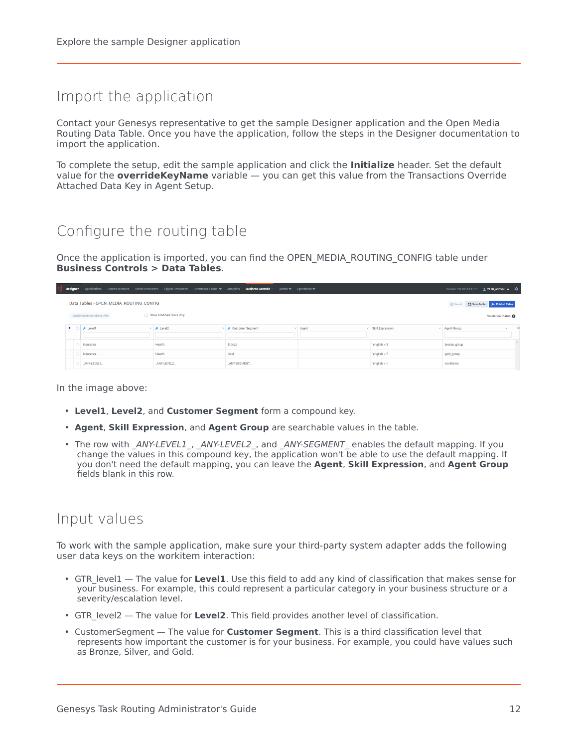## Import the application

Contact your Genesys representative to get the sample Designer application and the Open Media Routing Data Table. Once you have the application, follow the steps in the Designer documentation to import the application.

To complete the setup, edit the sample application and click the **Initialize** header. Set the default value for the **overrideKeyName** variable — you can get this value from the Transactions Override Attached Data Key in Agent Setup.

## Configure the routing table

Once the application is imported, you can find the OPEN_MEDIA_ROUTING_CONFIG table under **Business Controls > Data Tables**.

In the image above:

- **Level1**, **Level2**, and **Customer Segment** form a compound key.
- **Agent**, **Skill Expression**, and **Agent Group** are searchable values in the table.
- The row with *_ANY-LEVEL1_*, *_ANY-LEVEL2_*, and *_ANY-SEGMENT_* enables the default mapping. If you change the values in this compound key, the application won't be able to use the default mapping. If you don't need the default mapping, you can leave the **Agent**, **Skill Expression**, and **Agent Group** fields blank in this row.

## Input values

To work with the sample application, make sure your third-party system adapter adds the following user data keys on the workitem interaction:

- GTR_level1 — The value for **Level1**. Use this field to add any kind of classification that makes sense for your business. For example, this could represent a particular category in your business structure or a severity/escalation level.
- GTR_level2 — The value for **Level2**. This field provides another level of classification.
- CustomerSegment — The value for **Customer Segment**. This is a third classification level that represents how important the customer is for your business. For example, you could have values such as Bronze, Silver, and Gold.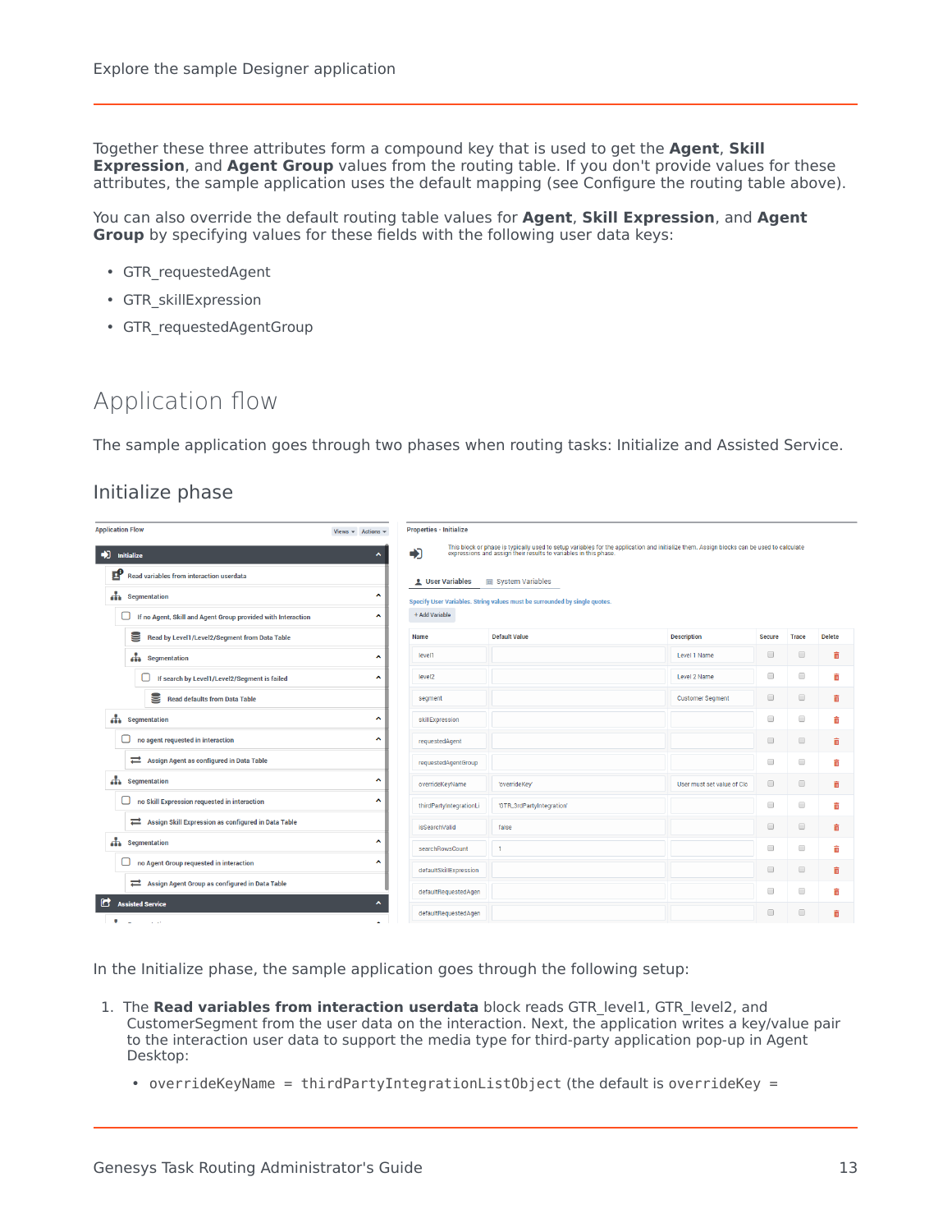Together these three attributes form a compound key that is used to get the **Agent**, **Skill Expression**, and **Agent Group** values from the routing table. If you don't provide values for these attributes, the sample application uses the default mapping (see Configure the routing table above).

You can also override the default routing table values for **Agent**, **Skill Expression**, and **Agent Group** by specifying values for these fields with the following user data keys:

- GTR_requestedAgent
- GTR_skillExpression
- GTR_requestedAgentGroup

## Application flow

The sample application goes through two phases when routing tasks: Initialize and Assisted Service.

### Initialize phase

In the Initialize phase, the sample application goes through the following setup:

1. The **Read variables from interaction userdata** block reads GTR_level1, GTR_level2, and CustomerSegment from the user data on the interaction. Next, the application writes a key/value pair to the interaction user data to support the media type for third-party application pop-up in Agent Desktop:
   - `overrideKeyName = thirdPartyIntegrationListObject` (the default is `overrideKey =`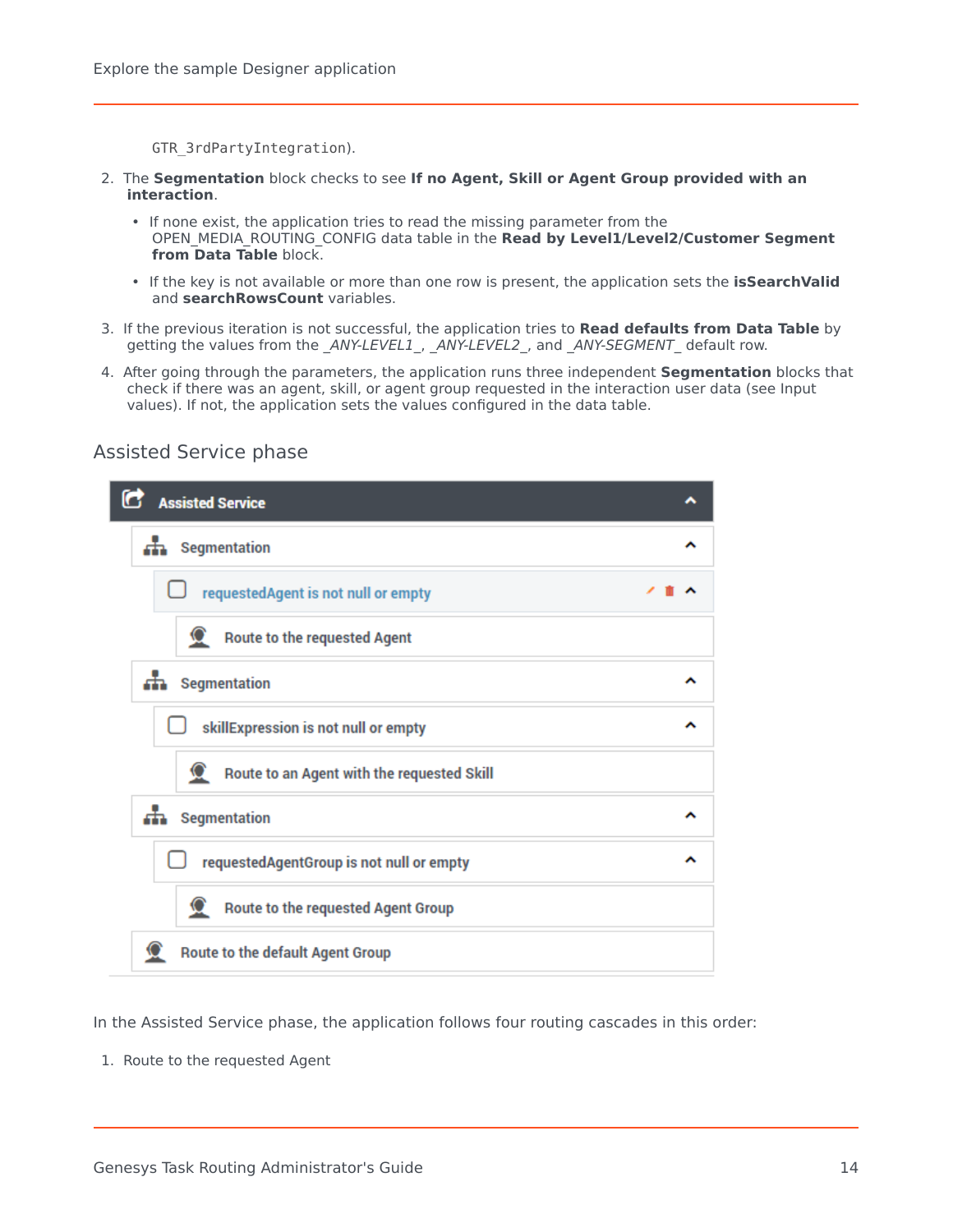GTR_3rdPartyIntegration).

2. The **Segmentation** block checks to see **If no Agent, Skill or Agent Group provided with an interaction**.
   - If none exist, the application tries to read the missing parameter from the OPEN_MEDIA_ROUTING_CONFIG data table in the **Read by Level1/Level2/Customer Segment from Data Table** block.
   - If the key is not available or more than one row is present, the application sets the **isSearchValid** and **searchRowsCount** variables.
3. If the previous iteration is not successful, the application tries to **Read defaults from Data Table** by getting the values from the *_ANY-LEVEL1_*, *_ANY-LEVEL2_*, and *_ANY-SEGMENT_* default row.
4. After going through the parameters, the application runs three independent **Segmentation** blocks that check if there was an agent, skill, or agent group requested in the interaction user data (see Input values). If not, the application sets the values configured in the data table.

## Assisted Service phase

- Assisted Service
  - Segmentation
    - requestedAgent is not null or empty
      - Route to the requested Agent
  - Segmentation
    - skillExpression is not null or empty
      - Route to an Agent with the requested Skill
  - Segmentation
    - requestedAgentGroup is not null or empty
      - Route to the requested Agent Group
  - Route to the default Agent Group

In the Assisted Service phase, the application follows four routing cascades in this order:

1. Route to the requested Agent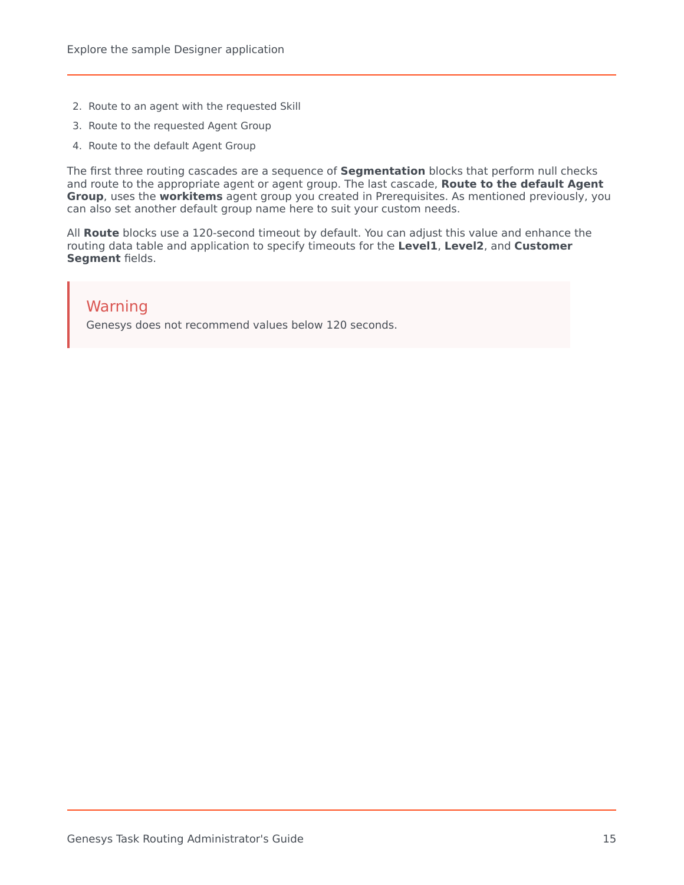2. Route to an agent with the requested Skill
3. Route to the requested Agent Group
4. Route to the default Agent Group

The first three routing cascades are a sequence of **Segmentation** blocks that perform null checks and route to the appropriate agent or agent group. The last cascade, **Route to the default Agent Group**, uses the **workitems** agent group you created in Prerequisites. As mentioned previously, you can also set another default group name here to suit your custom needs.

All **Route** blocks use a 120-second timeout by default. You can adjust this value and enhance the routing data table and application to specify timeouts for the **Level1**, **Level2**, and **Customer Segment** fields.

> **Warning**
>
> Genesys does not recommend values below 120 seconds.